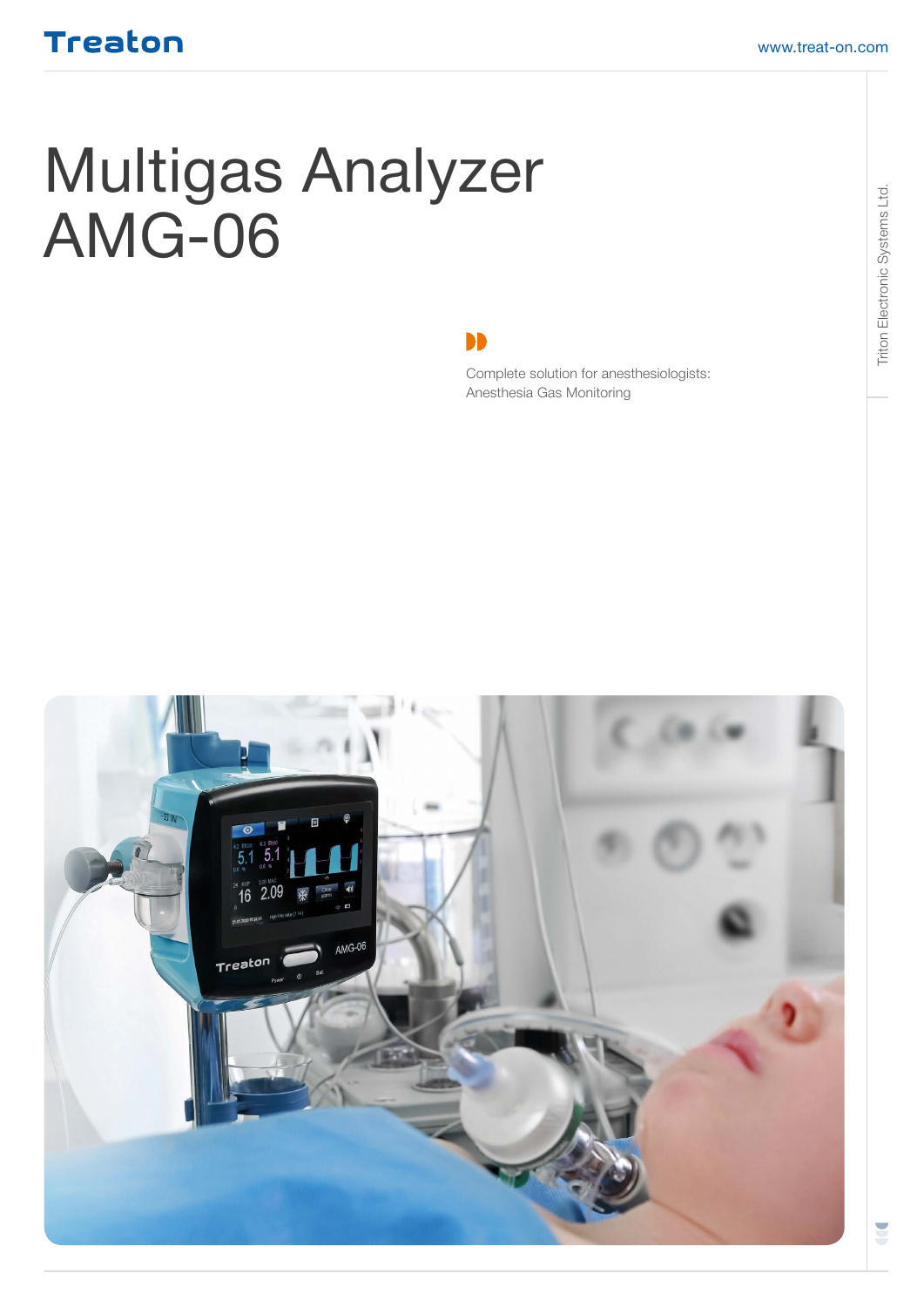Treaton

www.treat-on.com

# Multigas Analyzer AMG-06

Complete solution for anesthesiologists:
Anesthesia Gas Monitoring

Triton Electronic Systems Ltd.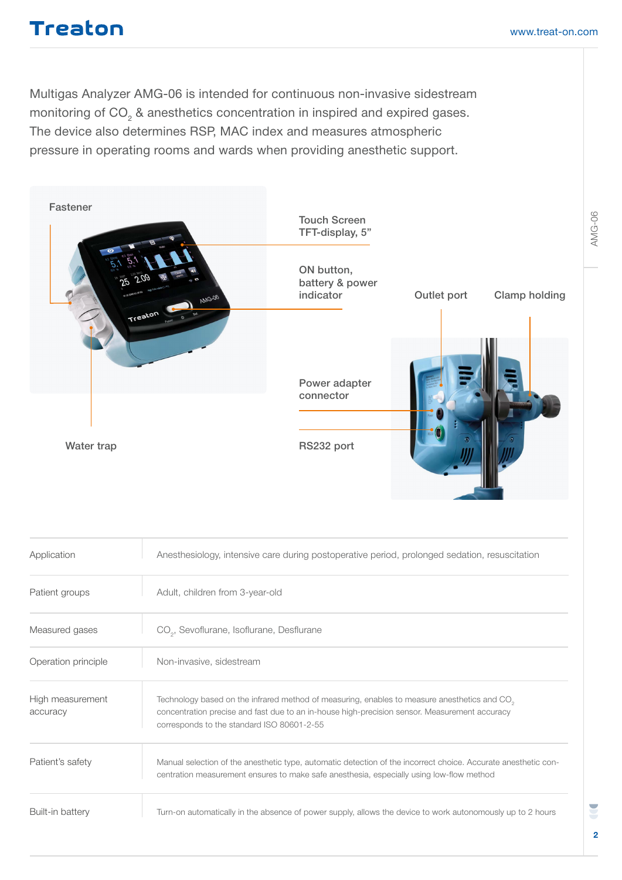Multigas Analyzer AMG-06 is intended for continuous non-invasive sidestream monitoring of $CO_2$ & anesthetics concentration in inspired and expired gases. The device also determines RSP, MAC index and measures atmospheric pressure in operating rooms and wards when providing anesthetic support.

Fastener

Touch Screen TFT-display, 5"

ON button, battery & power indicator

Outlet port

Clamp holding

Power adapter connector

RS232 port

Water trap

| | |
|---|---|
| Application | Anesthesiology, intensive care during postoperative period, prolonged sedation, resuscitation |
| Patient groups | Adult, children from 3-year-old |
| Measured gases | $CO_2$, Sevoflurane, Isoflurane, Desflurane |
| Operation principle | Non-invasive, sidestream |
| High measurement accuracy | Technology based on the infrared method of measuring, enables to measure anesthetics and $CO_2$ concentration precise and fast due to an in-house high-precision sensor. Measurement accuracy corresponds to the standard ISO 80601-2-55 |
| Patient's safety | Manual selection of the anesthetic type, automatic detection of the incorrect choice. Accurate anesthetic concentration measurement ensures to make safe anesthesia, especially using low-flow method |
| Built-in battery | Turn-on automatically in the absence of power supply, allows the device to work autonomously up to 2 hours |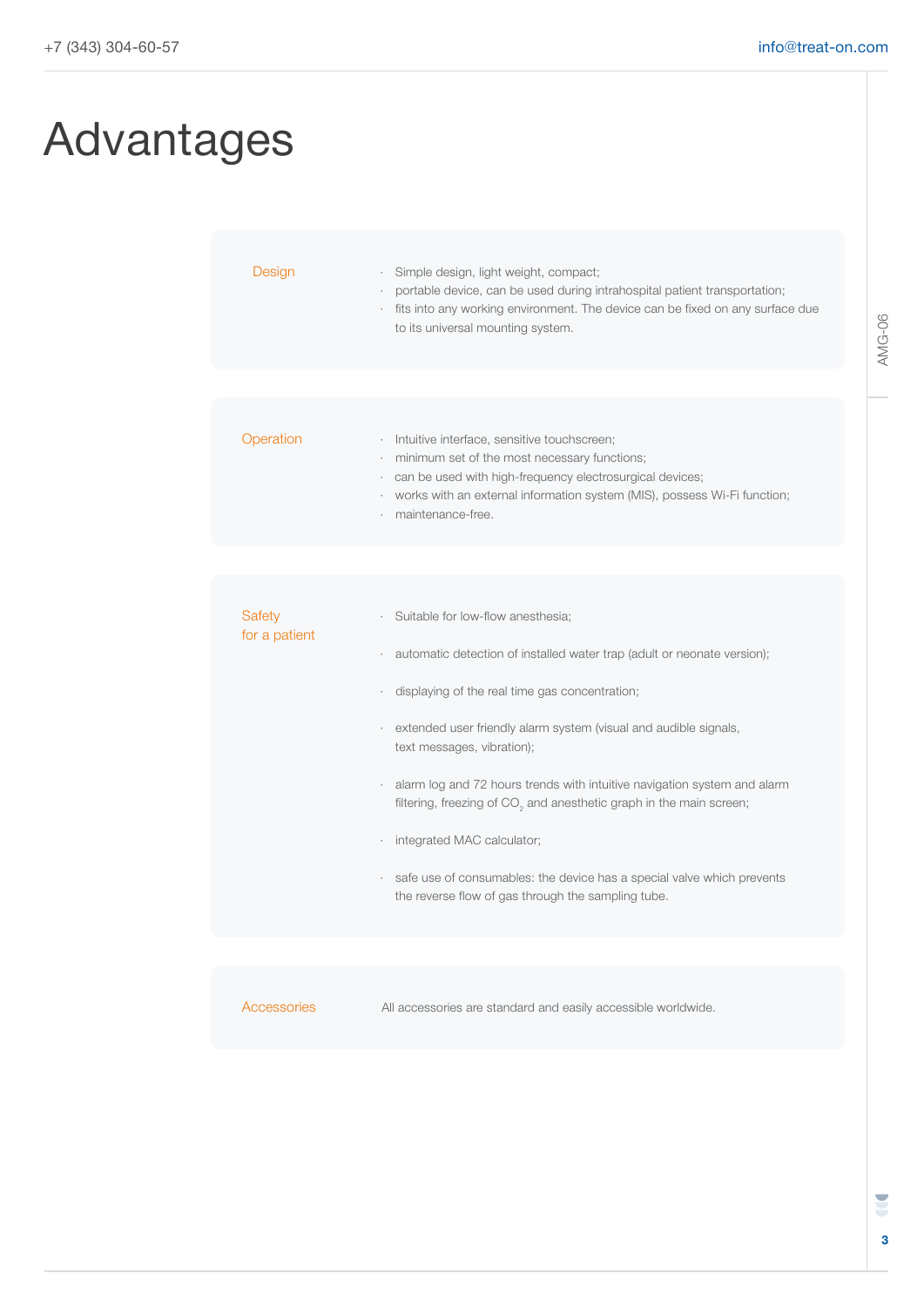# Advantages

| | |
|---|---|
| Design | · Simple design, light weight, compact;<br>· portable device, can be used during intrahospital patient transportation;<br>· fits into any working environment. The device can be fixed on any surface due to its universal mounting system. |
| Operation | · Intuitive interface, sensitive touchscreen;<br>· minimum set of the most necessary functions;<br>· can be used with high-frequency electrosurgical devices;<br>· works with an external information system (MIS), possess Wi-Fi function;<br>· maintenance-free. |
| Safety for a patient | · Suitable for low-flow anesthesia;<br>· automatic detection of installed water trap (adult or neonate version);<br>· displaying of the real time gas concentration;<br>· extended user friendly alarm system (visual and audible signals, text messages, vibration);<br>· alarm log and 72 hours trends with intuitive navigation system and alarm filtering, freezing of $CO_2$ and anesthetic graph in the main screen;<br>· integrated MAC calculator;<br>· safe use of consumables: the device has a special valve which prevents the reverse flow of gas through the sampling tube. |
| Accessories | All accessories are standard and easily accessible worldwide. |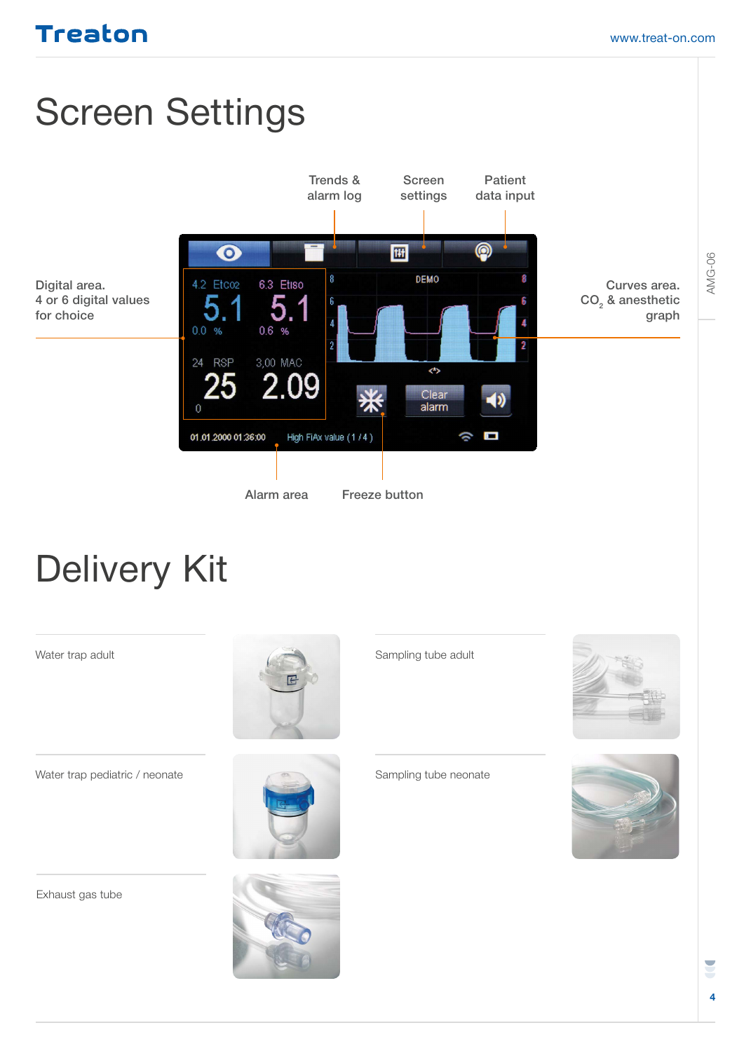# Screen Settings

Trends & alarm log

Screen settings

Patient data input

Digital area. 4 or 6 digital values for choice

Curves area. $CO_2$ & anesthetic graph

Alarm area

Freeze button

# Delivery Kit

Water trap adult

Sampling tube adult

Water trap pediatric / neonate

Sampling tube neonate

Exhaust gas tube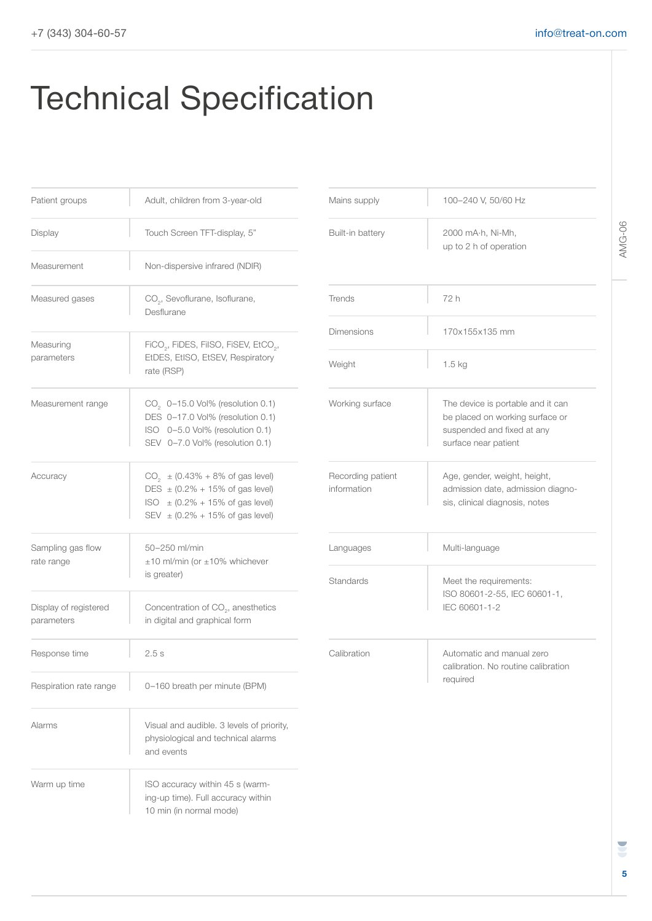# Technical Specification

| Parameter | Value |
|---|---|
| Patient groups | Adult, children from 3-year-old |
| Display | Touch Screen TFT-display, 5" |
| Measurement | Non-dispersive infrared (NDIR) |
| Measured gases | $CO_2$, Sevoflurane, Isoflurane, Desflurane |
| Measuring parameters | $FiCO_2$, FiDES, FiISO, FiSEV, $EtCO_2$, EtDES, EtISO, EtSEV, Respiratory rate (RSP) |
| Measurement range | $CO_2$ 0–15.0 Vol% (resolution 0.1)<br>DES 0–17.0 Vol% (resolution 0.1)<br>ISO 0–5.0 Vol% (resolution 0.1)<br>SEV 0–7.0 Vol% (resolution 0.1) |
| Accuracy | $CO_2$ ± (0.43% + 8% of gas level)<br>DES ± (0.2% + 15% of gas level)<br>ISO ± (0.2% + 15% of gas level)<br>SEV ± (0.2% + 15% of gas level) |
| Sampling gas flow rate range | 50–250 ml/min<br>±10 ml/min (or ±10% whichever is greater) |
| Display of registered parameters | Concentration of $CO_2$, anesthetics in digital and graphical form |
| Response time | 2.5 s |
| Respiration rate range | 0–160 breath per minute (BPM) |
| Alarms | Visual and audible. 3 levels of priority, physiological and technical alarms and events |
| Warm up time | ISO accuracy within 45 s (warming-up time). Full accuracy within 10 min (in normal mode) |

| Parameter | Value |
|---|---|
| Mains supply | 100–240 V, 50/60 Hz |
| Built-in battery | 2000 mA·h, Ni-Mh, up to 2 h of operation |
| Trends | 72 h |
| Dimensions | 170x155x135 mm |
| Weight | 1.5 kg |
| Working surface | The device is portable and it can be placed on working surface or suspended and fixed at any surface near patient |
| Recording patient information | Age, gender, weight, height, admission date, admission diagnosis, clinical diagnosis, notes |
| Languages | Multi-language |
| Standards | Meet the requirements: ISO 80601-2-55, IEC 60601-1, IEC 60601-1-2 |
| Calibration | Automatic and manual zero calibration. No routine calibration required |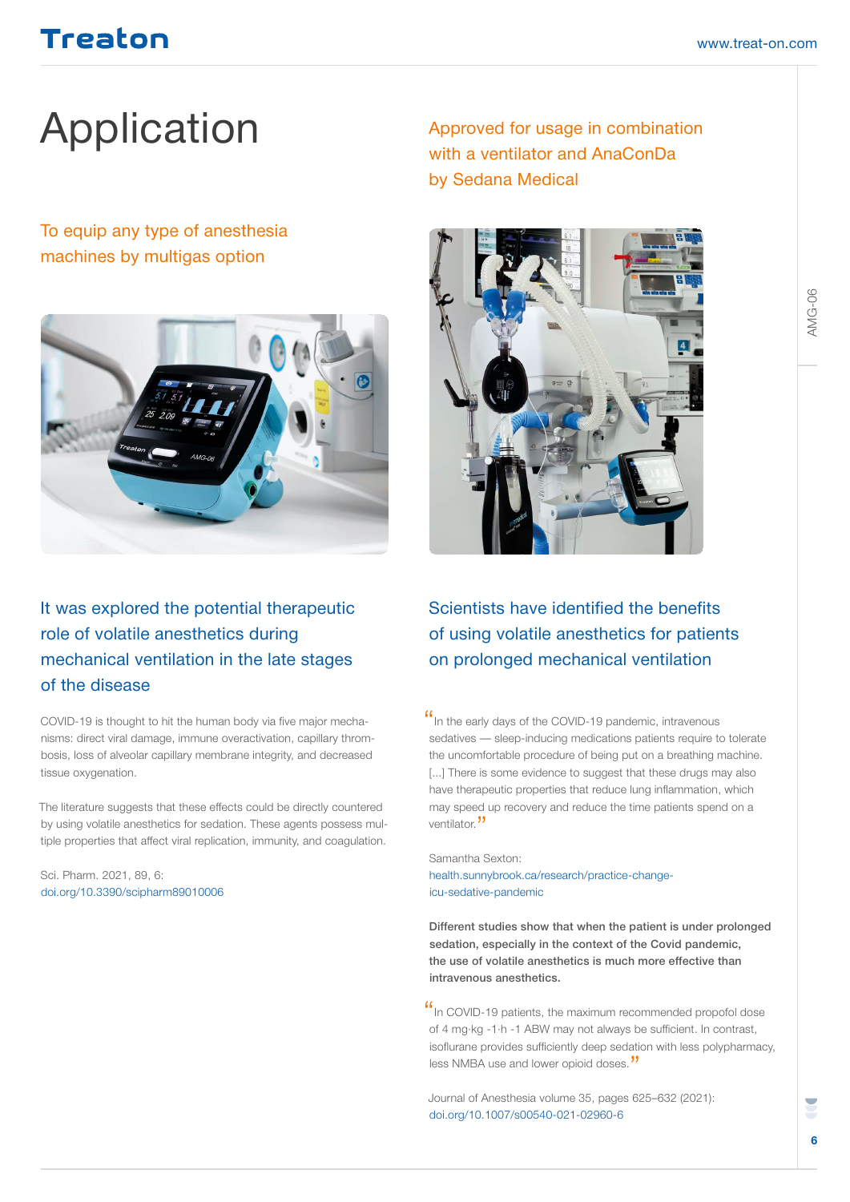# Application

## To equip any type of anesthesia machines by multigas option

## Approved for usage in combination with a ventilator and AnaConDa by Sedana Medical

## It was explored the potential therapeutic role of volatile anesthetics during mechanical ventilation in the late stages of the disease

COVID-19 is thought to hit the human body via five major mechanisms: direct viral damage, immune overactivation, capillary thrombosis, loss of alveolar capillary membrane integrity, and decreased tissue oxygenation.

The literature suggests that these effects could be directly countered by using volatile anesthetics for sedation. These agents possess multiple properties that affect viral replication, immunity, and coagulation.

Sci. Pharm. 2021, 89, 6:
doi.org/10.3390/scipharm89010006

## Scientists have identified the benefits of using volatile anesthetics for patients on prolonged mechanical ventilation

"In the early days of the COVID-19 pandemic, intravenous sedatives — sleep-inducing medications patients require to tolerate the uncomfortable procedure of being put on a breathing machine. [...] There is some evidence to suggest that these drugs may also have therapeutic properties that reduce lung inflammation, which may speed up recovery and reduce the time patients spend on a ventilator."

Samantha Sexton:
health.sunnybrook.ca/research/practice-change-icu-sedative-pandemic

**Different studies show that when the patient is under prolonged sedation, especially in the context of the Covid pandemic, the use of volatile anesthetics is much more effective than intravenous anesthetics.**

"In COVID-19 patients, the maximum recommended propofol dose of 4 mg·kg -1·h -1 ABW may not always be sufficient. In contrast, isoflurane provides sufficiently deep sedation with less polypharmacy, less NMBA use and lower opioid doses."

Journal of Anesthesia volume 35, pages 625–632 (2021):
doi.org/10.1007/s00540-021-02960-6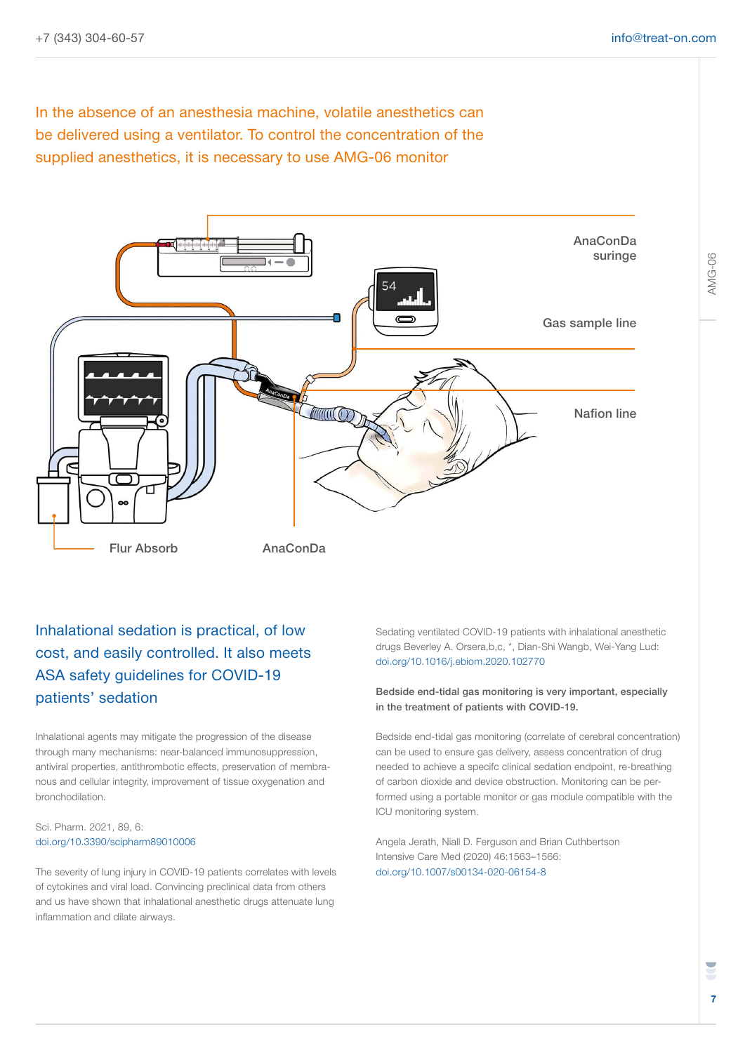In the absence of an anesthesia machine, volatile anesthetics can be delivered using a ventilator. To control the concentration of the supplied anesthetics, it is necessary to use AMG-06 monitor

AnaConDa suringe

Gas sample line

Nafion line

Flur Absorb

AnaConDa

## Inhalational sedation is practical, of low cost, and easily controlled. It also meets ASA safety guidelines for COVID-19 patients' sedation

Inhalational agents may mitigate the progression of the disease through many mechanisms: near-balanced immunosuppression, antiviral properties, antithrombotic effects, preservation of membranous and cellular integrity, improvement of tissue oxygenation and bronchodilation.

Sci. Pharm. 2021, 89, 6:
doi.org/10.3390/scipharm89010006

The severity of lung injury in COVID-19 patients correlates with levels of cytokines and viral load. Convincing preclinical data from others and us have shown that inhalational anesthetic drugs attenuate lung inflammation and dilate airways.

Sedating ventilated COVID-19 patients with inhalational anesthetic drugs Beverley A. Orsera,b,c, *, Dian-Shi Wangb, Wei-Yang Lud:
doi.org/10.1016/j.ebiom.2020.102770

**Bedside end-tidal gas monitoring is very important, especially in the treatment of patients with COVID-19.**

Bedside end-tidal gas monitoring (correlate of cerebral concentration) can be used to ensure gas delivery, assess concentration of drug needed to achieve a specifc clinical sedation endpoint, re-breathing of carbon dioxide and device obstruction. Monitoring can be performed using a portable monitor or gas module compatible with the ICU monitoring system.

Angela Jerath, Niall D. Ferguson and Brian Cuthbertson
Intensive Care Med (2020) 46:1563–1566:
doi.org/10.1007/s00134-020-06154-8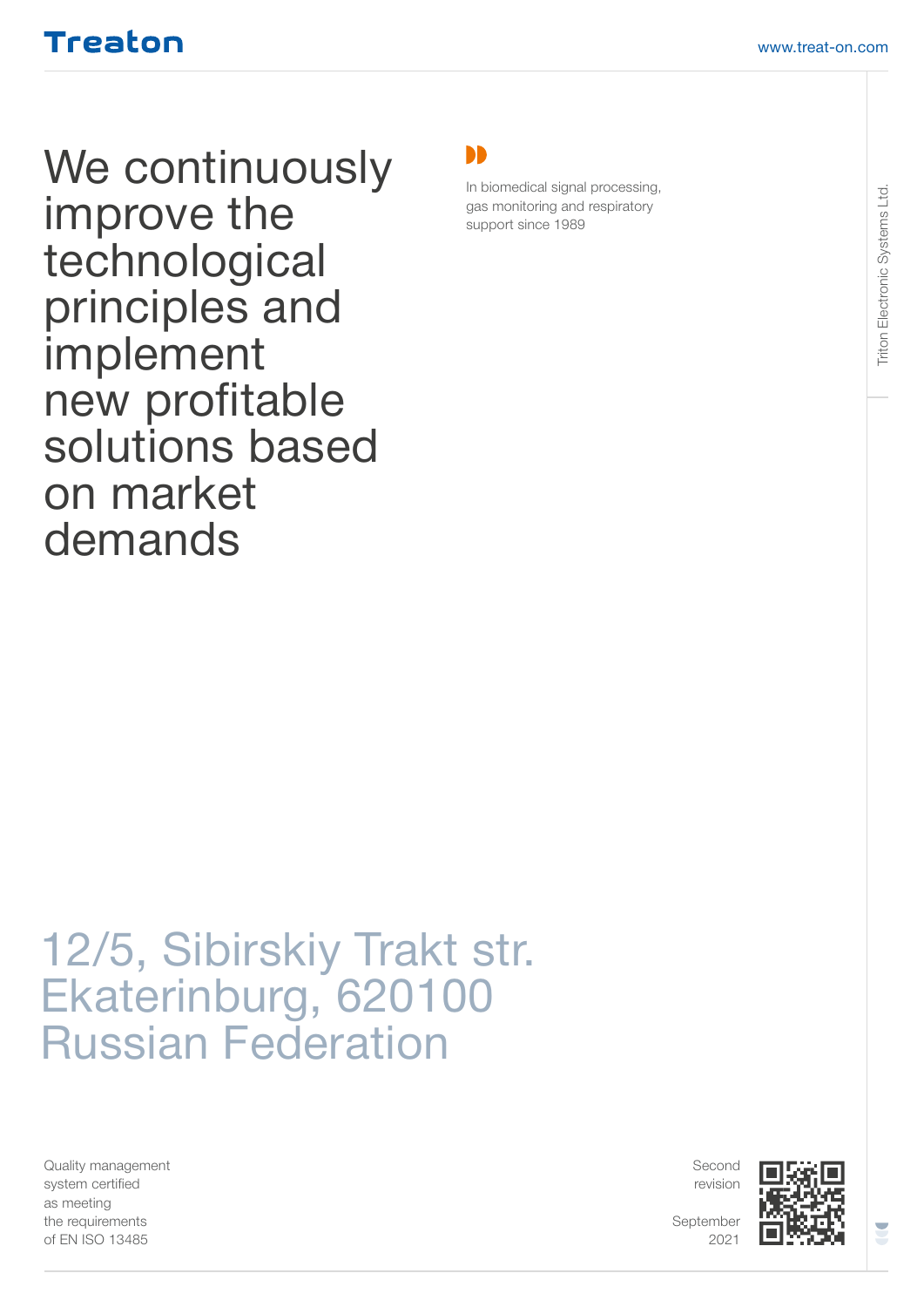Treaton

www.treat-on.com

Triton Electronic Systems Ltd.

# We continuously improve the technological principles and implement new profitable solutions based on market demands

In biomedical signal processing, gas monitoring and respiratory support since 1989

12/5, Sibirskiy Trakt str.
Ekaterinburg, 620100
Russian Federation

Quality management system certified as meeting the requirements of EN ISO 13485

Second revision

September 2021